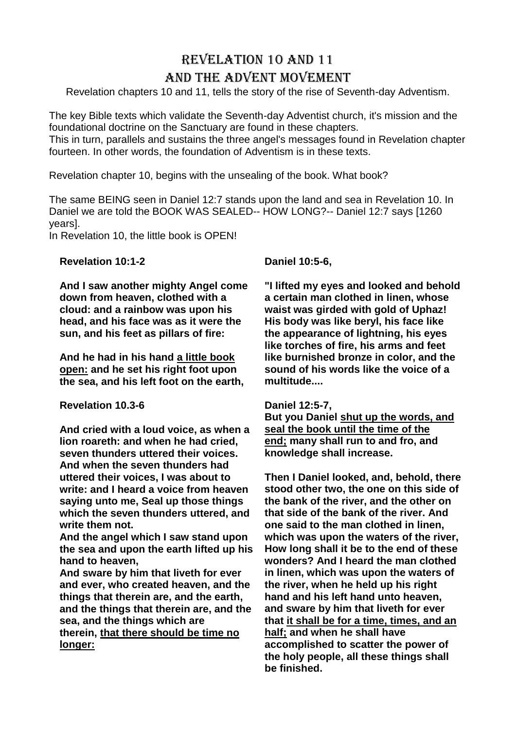# Revelation 10 and 11
# and the Advent Movement

Revelation chapters 10 and 11, tells the story of the rise of Seventh-day Adventism.

The key Bible texts which validate the Seventh-day Adventist church, it's mission and the foundational doctrine on the Sanctuary are found in these chapters.
This in turn, parallels and sustains the three angel's messages found in Revelation chapter fourteen. In other words, the foundation of Adventism is in these texts.

Revelation chapter 10, begins with the unsealing of the book. What book?

The same BEING seen in Daniel 12:7 stands upon the land and sea in Revelation 10. In Daniel we are told the BOOK WAS SEALED-- HOW LONG?-- Daniel 12:7 says [1260 years].
In Revelation 10, the little book is OPEN!

**Revelation 10:1-2**

**And I saw another mighty Angel come down from heaven, clothed with a cloud: and a rainbow was upon his head, and his face was as it were the sun, and his feet as pillars of fire:**

**And he had in his hand <u>a little book open:</u> and he set his right foot upon the sea, and his left foot on the earth,**

**Revelation 10.3-6**

**And cried with a loud voice, as when a lion roareth: and when he had cried, seven thunders uttered their voices. And when the seven thunders had uttered their voices, I was about to write: and I heard a voice from heaven saying unto me, Seal up those things which the seven thunders uttered, and write them not.**
**And the angel which I saw stand upon the sea and upon the earth lifted up his hand to heaven,**
**And sware by him that liveth for ever and ever, who created heaven, and the things that therein are, and the earth, and the things that therein are, and the sea, and the things which are therein, <u>that there should be time no longer:</u>**

**Daniel 10:5-6,**

**"I lifted my eyes and looked and behold a certain man clothed in linen, whose waist was girded with gold of Uphaz! His body was like beryl, his face like the appearance of lightning, his eyes like torches of fire, his arms and feet like burnished bronze in color, and the sound of his words like the voice of a multitude....**

**Daniel 12:5-7,**
**But you Daniel <u>shut up the words, and seal the book until the time of the end;</u> many shall run to and fro, and knowledge shall increase.**

**Then I Daniel looked, and, behold, there stood other two, the one on this side of the bank of the river, and the other on that side of the bank of the river. And one said to the man clothed in linen, which was upon the waters of the river, How long shall it be to the end of these wonders? And I heard the man clothed in linen, which was upon the waters of the river, when he held up his right hand and his left hand unto heaven, and sware by him that liveth for ever that <u>it shall be for a time, times, and an half;</u> and when he shall have accomplished to scatter the power of the holy people, all these things shall be finished.**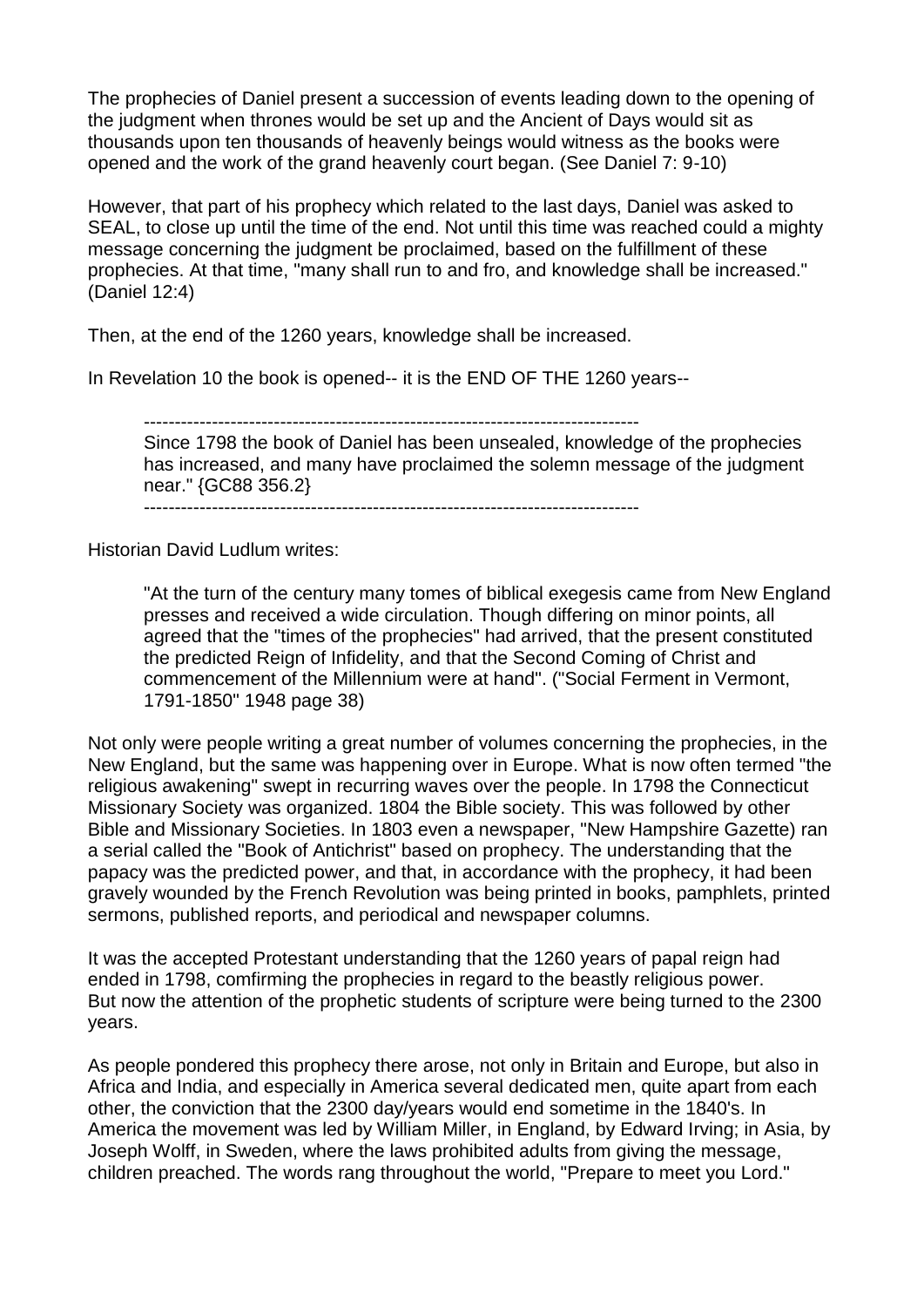The prophecies of Daniel present a succession of events leading down to the opening of the judgment when thrones would be set up and the Ancient of Days would sit as thousands upon ten thousands of heavenly beings would witness as the books were opened and the work of the grand heavenly court began. (See Daniel 7: 9-10)

However, that part of his prophecy which related to the last days, Daniel was asked to SEAL, to close up until the time of the end. Not until this time was reached could a mighty message concerning the judgment be proclaimed, based on the fulfillment of these prophecies. At that time, "many shall run to and fro, and knowledge shall be increased." (Daniel 12:4)

Then, at the end of the 1260 years, knowledge shall be increased.

In Revelation 10 the book is opened-- it is the END OF THE 1260 years--

> --------------------------------------------------------------------------------
> Since 1798 the book of Daniel has been unsealed, knowledge of the prophecies has increased, and many have proclaimed the solemn message of the judgment near." {GC88 356.2}
> --------------------------------------------------------------------------------

Historian David Ludlum writes:

> "At the turn of the century many tomes of biblical exegesis came from New England presses and received a wide circulation. Though differing on minor points, all agreed that the "times of the prophecies" had arrived, that the present constituted the predicted Reign of Infidelity, and that the Second Coming of Christ and commencement of the Millennium were at hand". ("Social Ferment in Vermont, 1791-1850" 1948 page 38)

Not only were people writing a great number of volumes concerning the prophecies, in the New England, but the same was happening over in Europe. What is now often termed "the religious awakening" swept in recurring waves over the people. In 1798 the Connecticut Missionary Society was organized. 1804 the Bible society. This was followed by other Bible and Missionary Societies. In 1803 even a newspaper, "New Hampshire Gazette) ran a serial called the "Book of Antichrist" based on prophecy. The understanding that the papacy was the predicted power, and that, in accordance with the prophecy, it had been gravely wounded by the French Revolution was being printed in books, pamphlets, printed sermons, published reports, and periodical and newspaper columns.

It was the accepted Protestant understanding that the 1260 years of papal reign had ended in 1798, comfirming the prophecies in regard to the beastly religious power. But now the attention of the prophetic students of scripture were being turned to the 2300 years.

As people pondered this prophecy there arose, not only in Britain and Europe, but also in Africa and India, and especially in America several dedicated men, quite apart from each other, the conviction that the 2300 day/years would end sometime in the 1840's. In America the movement was led by William Miller, in England, by Edward Irving; in Asia, by Joseph Wolff, in Sweden, where the laws prohibited adults from giving the message, children preached. The words rang throughout the world, "Prepare to meet you Lord."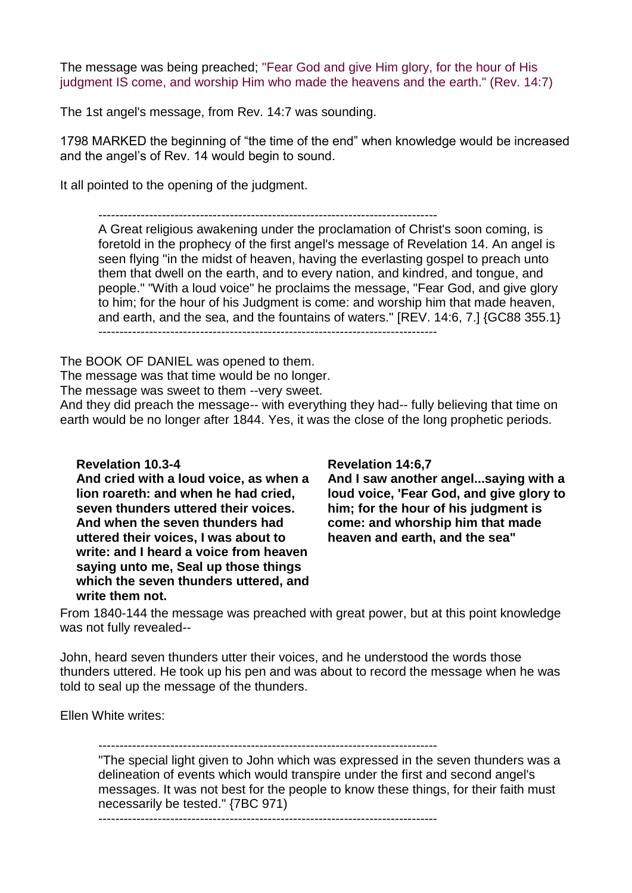The message was being preached; "Fear God and give Him glory, for the hour of His judgment IS come, and worship Him who made the heavens and the earth." (Rev. 14:7)

The 1st angel's message, from Rev. 14:7 was sounding.

1798 MARKED the beginning of "the time of the end" when knowledge would be increased and the angel's of Rev. 14 would begin to sound.

It all pointed to the opening of the judgment.

> ---------------------------------------------------------------------------------
>
> A Great religious awakening under the proclamation of Christ's soon coming, is foretold in the prophecy of the first angel's message of Revelation 14. An angel is seen flying "in the midst of heaven, having the everlasting gospel to preach unto them that dwell on the earth, and to every nation, and kindred, and tongue, and people." "With a loud voice" he proclaims the message, "Fear God, and give glory to him; for the hour of his Judgment is come: and worship him that made heaven, and earth, and the sea, and the fountains of waters." [REV. 14:6, 7.] {GC88 355.1}
>
> ---------------------------------------------------------------------------------

The BOOK OF DANIEL was opened to them.
The message was that time would be no longer.
The message was sweet to them --very sweet.
And they did preach the message-- with everything they had-- fully believing that time on earth would be no longer after 1844. Yes, it was the close of the long prophetic periods.

**Revelation 10.3-4**
**And cried with a loud voice, as when a lion roareth: and when he had cried, seven thunders uttered their voices. And when the seven thunders had uttered their voices, I was about to write: and I heard a voice from heaven saying unto me, Seal up those things which the seven thunders uttered, and write them not.**

**Revelation 14:6,7**
**And I saw another angel...saying with a loud voice, 'Fear God, and give glory to him; for the hour of his judgment is come: and whorship him that made heaven and earth, and the sea"**

From 1840-144 the message was preached with great power, but at this point knowledge was not fully revealed--

John, heard seven thunders utter their voices, and he understood the words those thunders uttered. He took up his pen and was about to record the message when he was told to seal up the message of the thunders.

Ellen White writes:

> ---------------------------------------------------------------------------------
>
> "The special light given to John which was expressed in the seven thunders was a delineation of events which would transpire under the first and second angel's messages. It was not best for the people to know these things, for their faith must necessarily be tested." {7BC 971}
>
> ---------------------------------------------------------------------------------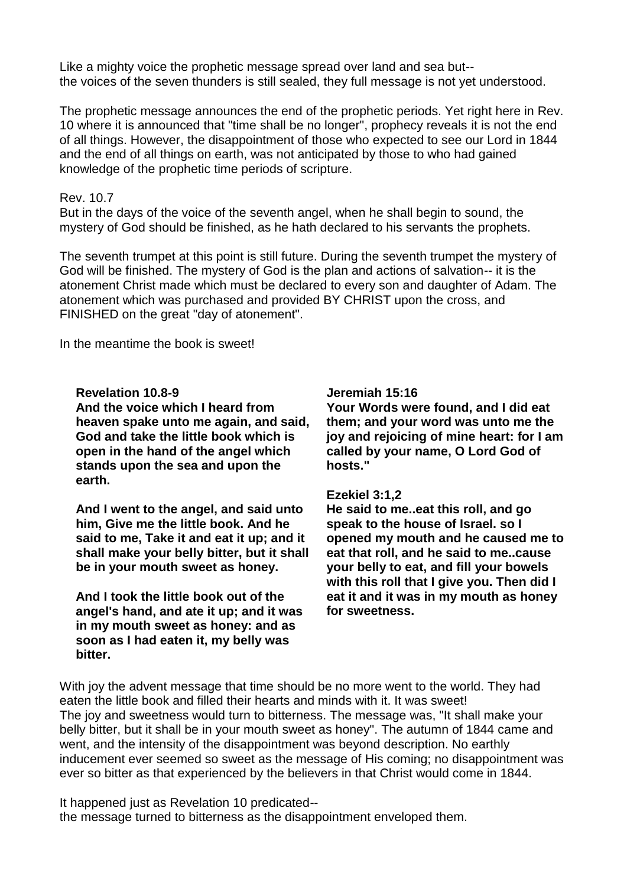Like a mighty voice the prophetic message spread over land and sea but--
the voices of the seven thunders is still sealed, they full message is not yet understood.

The prophetic message announces the end of the prophetic periods. Yet right here in Rev. 10 where it is announced that "time shall be no longer", prophecy reveals it is not the end of all things. However, the disappointment of those who expected to see our Lord in 1844 and the end of all things on earth, was not anticipated by those to who had gained knowledge of the prophetic time periods of scripture.

Rev. 10.7
But in the days of the voice of the seventh angel, when he shall begin to sound, the mystery of God should be finished, as he hath declared to his servants the prophets.

The seventh trumpet at this point is still future. During the seventh trumpet the mystery of God will be finished. The mystery of God is the plan and actions of salvation-- it is the atonement Christ made which must be declared to every son and daughter of Adam. The atonement which was purchased and provided BY CHRIST upon the cross, and FINISHED on the great "day of atonement".

In the meantime the book is sweet!

**Revelation 10.8-9**
**And the voice which I heard from heaven spake unto me again, and said, God and take the little book which is open in the hand of the angel which stands upon the sea and upon the earth.**

**And I went to the angel, and said unto him, Give me the little book. And he said to me, Take it and eat it up; and it shall make your belly bitter, but it shall be in your mouth sweet as honey.**

**And I took the little book out of the angel's hand, and ate it up; and it was in my mouth sweet as honey: and as soon as I had eaten it, my belly was bitter.**

**Jeremiah 15:16**
**Your Words were found, and I did eat them; and your word was unto me the joy and rejoicing of mine heart: for I am called by your name, O Lord God of hosts."**

**Ezekiel 3:1,2**
**He said to me..eat this roll, and go speak to the house of Israel. so I opened my mouth and he caused me to eat that roll, and he said to me..cause your belly to eat, and fill your bowels with this roll that I give you. Then did I eat it and it was in my mouth as honey for sweetness.**

With joy the advent message that time should be no more went to the world. They had eaten the little book and filled their hearts and minds with it. It was sweet!
The joy and sweetness would turn to bitterness. The message was, "It shall make your belly bitter, but it shall be in your mouth sweet as honey". The autumn of 1844 came and went, and the intensity of the disappointment was beyond description. No earthly inducement ever seemed so sweet as the message of His coming; no disappointment was ever so bitter as that experienced by the believers in that Christ would come in 1844.

It happened just as Revelation 10 predicated--
the message turned to bitterness as the disappointment enveloped them.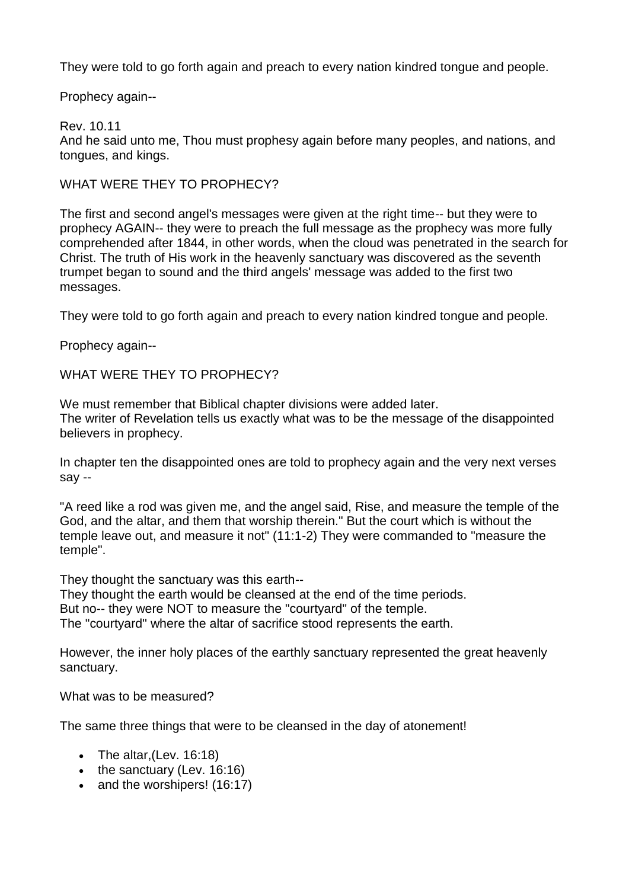They were told to go forth again and preach to every nation kindred tongue and people.

Prophecy again--

Rev. 10.11
And he said unto me, Thou must prophesy again before many peoples, and nations, and tongues, and kings.

WHAT WERE THEY TO PROPHECY?

The first and second angel's messages were given at the right time-- but they were to prophecy AGAIN-- they were to preach the full message as the prophecy was more fully comprehended after 1844, in other words, when the cloud was penetrated in the search for Christ. The truth of His work in the heavenly sanctuary was discovered as the seventh trumpet began to sound and the third angels' message was added to the first two messages.

They were told to go forth again and preach to every nation kindred tongue and people.

Prophecy again--

WHAT WERE THEY TO PROPHECY?

We must remember that Biblical chapter divisions were added later.
The writer of Revelation tells us exactly what was to be the message of the disappointed believers in prophecy.

In chapter ten the disappointed ones are told to prophecy again and the very next verses say --

"A reed like a rod was given me, and the angel said, Rise, and measure the temple of the God, and the altar, and them that worship therein." But the court which is without the temple leave out, and measure it not" (11:1-2) They were commanded to "measure the temple".

They thought the sanctuary was this earth--
They thought the earth would be cleansed at the end of the time periods.
But no-- they were NOT to measure the "courtyard" of the temple.
The "courtyard" where the altar of sacrifice stood represents the earth.

However, the inner holy places of the earthly sanctuary represented the great heavenly sanctuary.

What was to be measured?

The same three things that were to be cleansed in the day of atonement!

- The altar,(Lev. 16:18)
- the sanctuary (Lev. 16:16)
- and the worshipers! (16:17)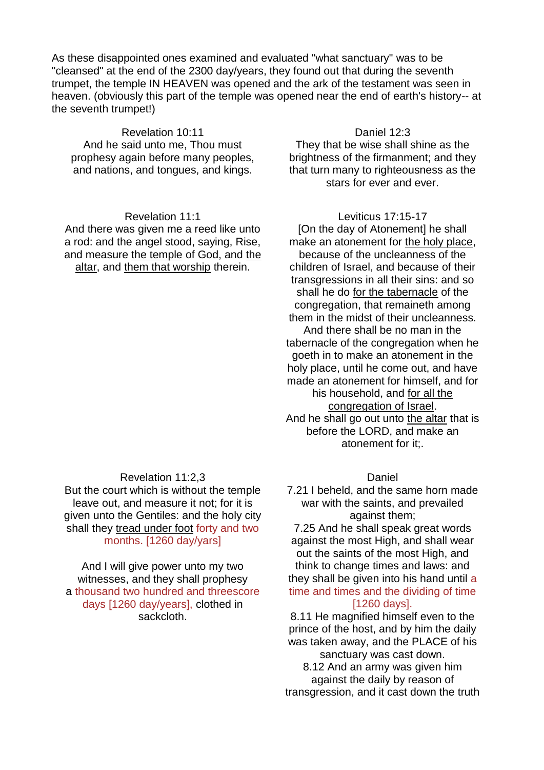As these disappointed ones examined and evaluated "what sanctuary" was to be "cleansed" at the end of the 2300 day/years, they found out that during the seventh trumpet, the temple IN HEAVEN was opened and the ark of the testament was seen in heaven. (obviously this part of the temple was opened near the end of earth's history-- at the seventh trumpet!)

Revelation 10:11
And he said unto me, Thou must prophesy again before many peoples, and nations, and tongues, and kings.

Revelation 11:1
And there was given me a reed like unto a rod: and the angel stood, saying, Rise, and measure the temple of God, and the altar, and them that worship therein.

Revelation 11:2,3
But the court which is without the temple leave out, and measure it not; for it is given unto the Gentiles: and the holy city shall they tread under foot forty and two months. [1260 day/yars]

And I will give power unto my two witnesses, and they shall prophesy a thousand two hundred and threescore days [1260 day/years], clothed in sackcloth.

Daniel 12:3
They that be wise shall shine as the brightness of the firmament; and they that turn many to righteousness as the stars for ever and ever.

Leviticus 17:15-17
[On the day of Atonement] he shall make an atonement for the holy place, because of the uncleanness of the children of Israel, and because of their transgressions in all their sins: and so shall he do for the tabernacle of the congregation, that remaineth among them in the midst of their uncleanness. And there shall be no man in the tabernacle of the congregation when he goeth in to make an atonement in the holy place, until he come out, and have made an atonement for himself, and for his household, and for all the congregation of Israel.
And he shall go out unto the altar that is before the LORD, and make an atonement for it;.

Daniel
7.21 I beheld, and the same horn made war with the saints, and prevailed against them;
7.25 And he shall speak great words against the most High, and shall wear out the saints of the most High, and think to change times and laws: and they shall be given into his hand until a time and times and the dividing of time [1260 days].
8.11 He magnified himself even to the prince of the host, and by him the daily was taken away, and the PLACE of his sanctuary was cast down.
8.12 And an army was given him against the daily by reason of transgression, and it cast down the truth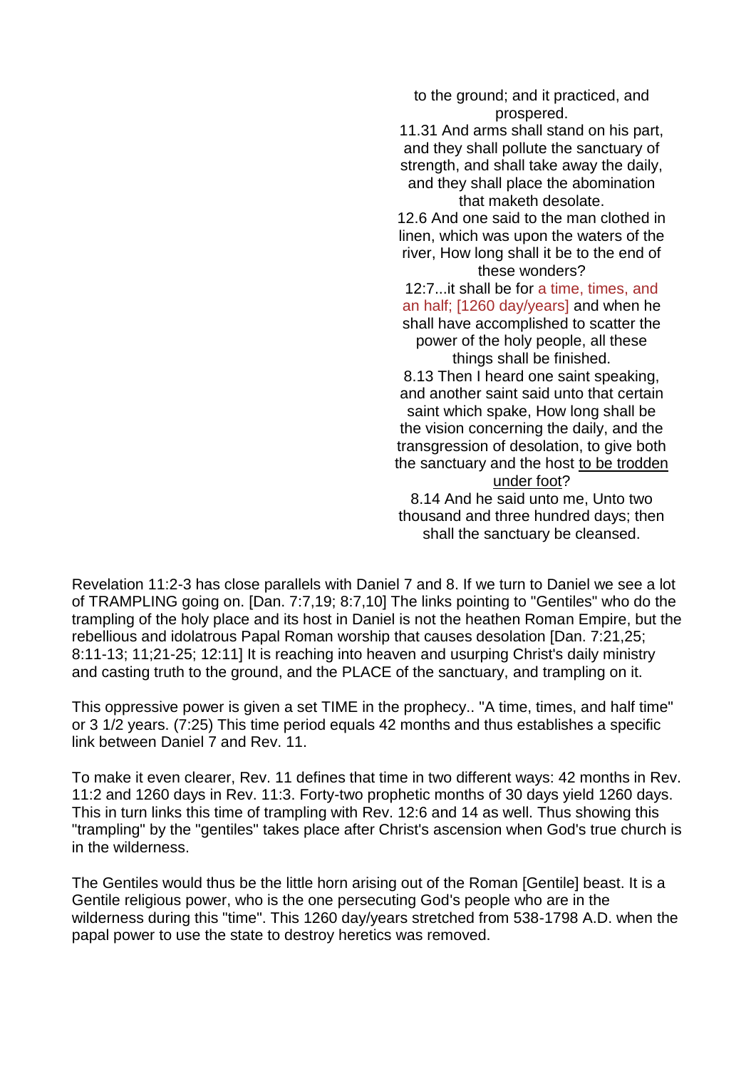to the ground; and it practiced, and prospered.

11.31 And arms shall stand on his part, and they shall pollute the sanctuary of strength, and shall take away the daily, and they shall place the abomination that maketh desolate.

12.6 And one said to the man clothed in linen, which was upon the waters of the river, How long shall it be to the end of these wonders?

12:7...it shall be for a time, times, and an half; [1260 day/years] and when he shall have accomplished to scatter the power of the holy people, all these things shall be finished.

8.13 Then I heard one saint speaking, and another saint said unto that certain saint which spake, How long shall be the vision concerning the daily, and the transgression of desolation, to give both the sanctuary and the host <u>to be trodden under foot</u>?

8.14 And he said unto me, Unto two thousand and three hundred days; then shall the sanctuary be cleansed.

Revelation 11:2-3 has close parallels with Daniel 7 and 8. If we turn to Daniel we see a lot of TRAMPLING going on. [Dan. 7:7,19; 8:7,10] The links pointing to "Gentiles" who do the trampling of the holy place and its host in Daniel is not the heathen Roman Empire, but the rebellious and idolatrous Papal Roman worship that causes desolation [Dan. 7:21,25; 8:11-13; 11;21-25; 12:11] It is reaching into heaven and usurping Christ's daily ministry and casting truth to the ground, and the PLACE of the sanctuary, and trampling on it.

This oppressive power is given a set TIME in the prophecy.. "A time, times, and half time" or 3 1/2 years. (7:25) This time period equals 42 months and thus establishes a specific link between Daniel 7 and Rev. 11.

To make it even clearer, Rev. 11 defines that time in two different ways: 42 months in Rev. 11:2 and 1260 days in Rev. 11:3. Forty-two prophetic months of 30 days yield 1260 days. This in turn links this time of trampling with Rev. 12:6 and 14 as well. Thus showing this "trampling" by the "gentiles" takes place after Christ's ascension when God's true church is in the wilderness.

The Gentiles would thus be the little horn arising out of the Roman [Gentile] beast. It is a Gentile religious power, who is the one persecuting God's people who are in the wilderness during this "time". This 1260 day/years stretched from 538-1798 A.D. when the papal power to use the state to destroy heretics was removed.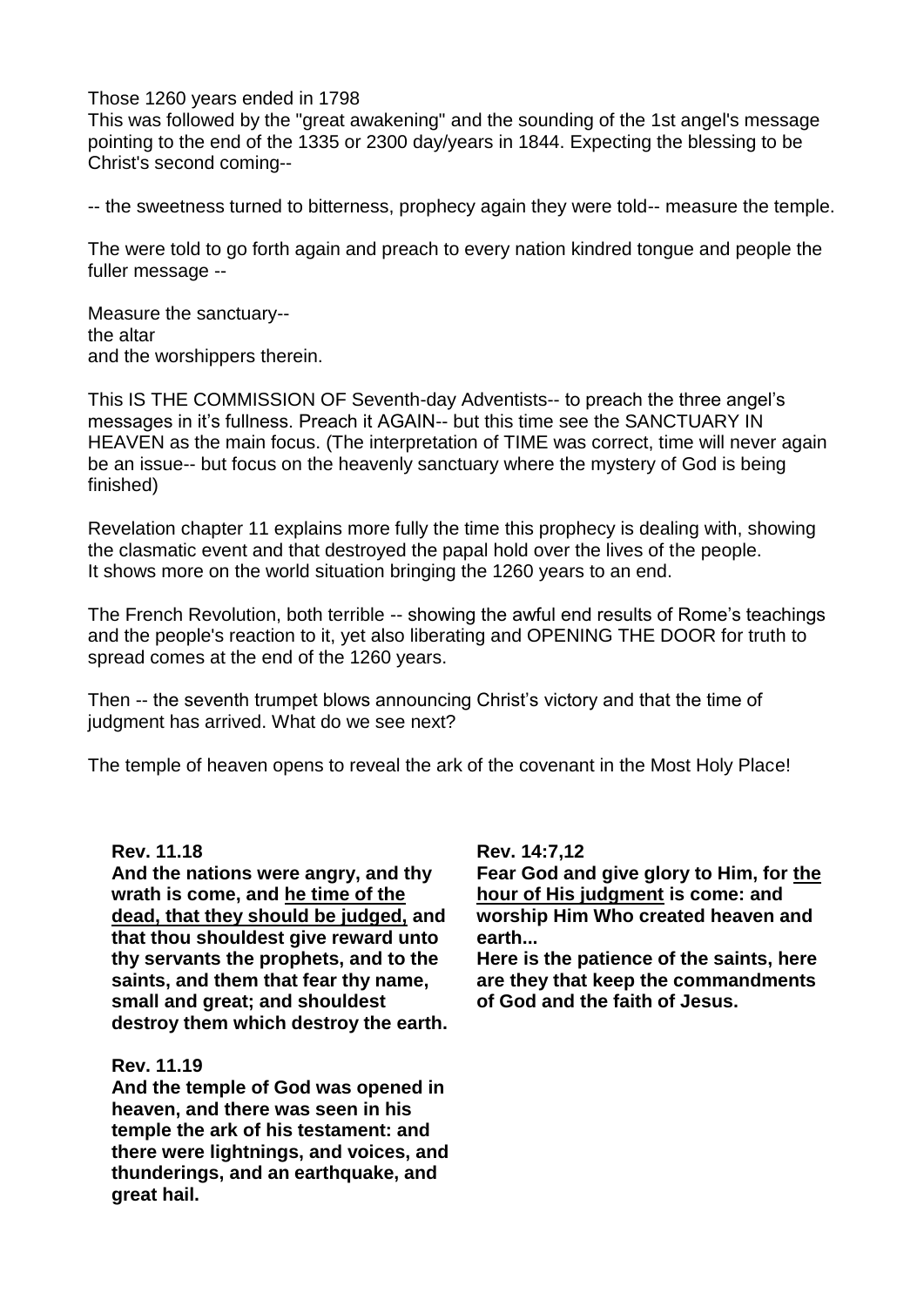Those 1260 years ended in 1798
This was followed by the "great awakening" and the sounding of the 1st angel's message pointing to the end of the 1335 or 2300 day/years in 1844. Expecting the blessing to be Christ's second coming--

-- the sweetness turned to bitterness, prophecy again they were told-- measure the temple.

The were told to go forth again and preach to every nation kindred tongue and people the fuller message --

Measure the sanctuary--
the altar
and the worshippers therein.

This IS THE COMMISSION OF Seventh-day Adventists-- to preach the three angel's messages in it's fullness. Preach it AGAIN-- but this time see the SANCTUARY IN HEAVEN as the main focus. (The interpretation of TIME was correct, time will never again be an issue-- but focus on the heavenly sanctuary where the mystery of God is being finished)

Revelation chapter 11 explains more fully the time this prophecy is dealing with, showing the clasmatic event and that destroyed the papal hold over the lives of the people.
It shows more on the world situation bringing the 1260 years to an end.

The French Revolution, both terrible -- showing the awful end results of Rome's teachings and the people's reaction to it, yet also liberating and OPENING THE DOOR for truth to spread comes at the end of the 1260 years.

Then -- the seventh trumpet blows announcing Christ's victory and that the time of judgment has arrived. What do we see next?

The temple of heaven opens to reveal the ark of the covenant in the Most Holy Place!

**Rev. 11.18**
**And the nations were angry, and thy wrath is come, and <u>he time of the dead, that they should be judged,</u> and that thou shouldest give reward unto thy servants the prophets, and to the saints, and them that fear thy name, small and great; and shouldest destroy them which destroy the earth.**

**Rev. 11.19**
**And the temple of God was opened in heaven, and there was seen in his temple the ark of his testament: and there were lightnings, and voices, and thunderings, and an earthquake, and great hail.**

**Rev. 14:7,12**
**Fear God and give glory to Him, for <u>the hour of His judgment</u> is come: and worship Him Who created heaven and earth...**
**Here is the patience of the saints, here are they that keep the commandments of God and the faith of Jesus.**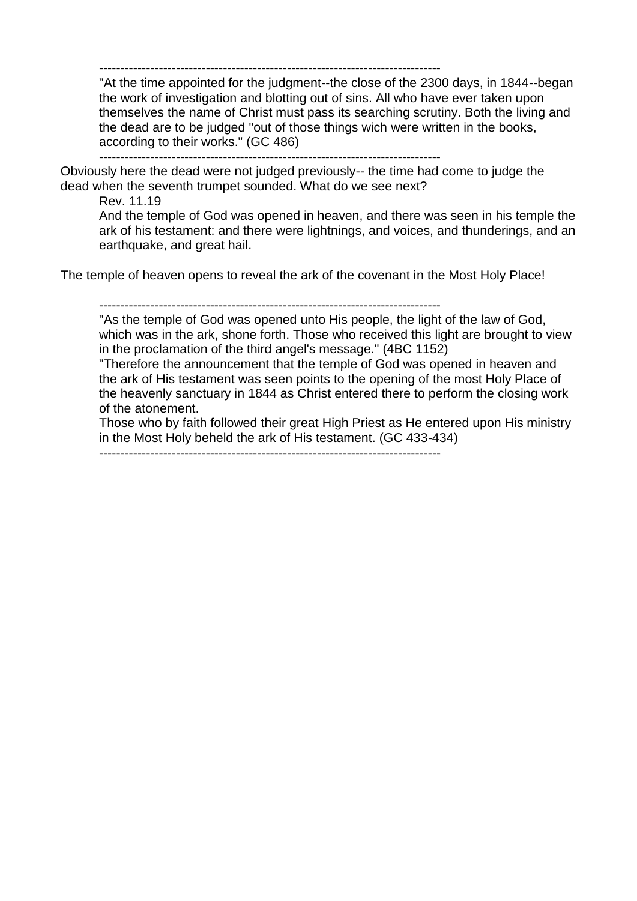--------------------------------------------------------------------------------

"At the time appointed for the judgment--the close of the 2300 days, in 1844--began the work of investigation and blotting out of sins. All who have ever taken upon themselves the name of Christ must pass its searching scrutiny. Both the living and the dead are to be judged "out of those things wich were written in the books, according to their works." (GC 486)

--------------------------------------------------------------------------------

Obviously here the dead were not judged previously-- the time had come to judge the dead when the seventh trumpet sounded. What do we see next?

Rev. 11.19

And the temple of God was opened in heaven, and there was seen in his temple the ark of his testament: and there were lightnings, and voices, and thunderings, and an earthquake, and great hail.

The temple of heaven opens to reveal the ark of the covenant in the Most Holy Place!

--------------------------------------------------------------------------------

"As the temple of God was opened unto His people, the light of the law of God, which was in the ark, shone forth. Those who received this light are brought to view in the proclamation of the third angel's message." (4BC 1152)

"Therefore the announcement that the temple of God was opened in heaven and the ark of His testament was seen points to the opening of the most Holy Place of the heavenly sanctuary in 1844 as Christ entered there to perform the closing work of the atonement.

Those who by faith followed their great High Priest as He entered upon His ministry in the Most Holy beheld the ark of His testament. (GC 433-434)

--------------------------------------------------------------------------------